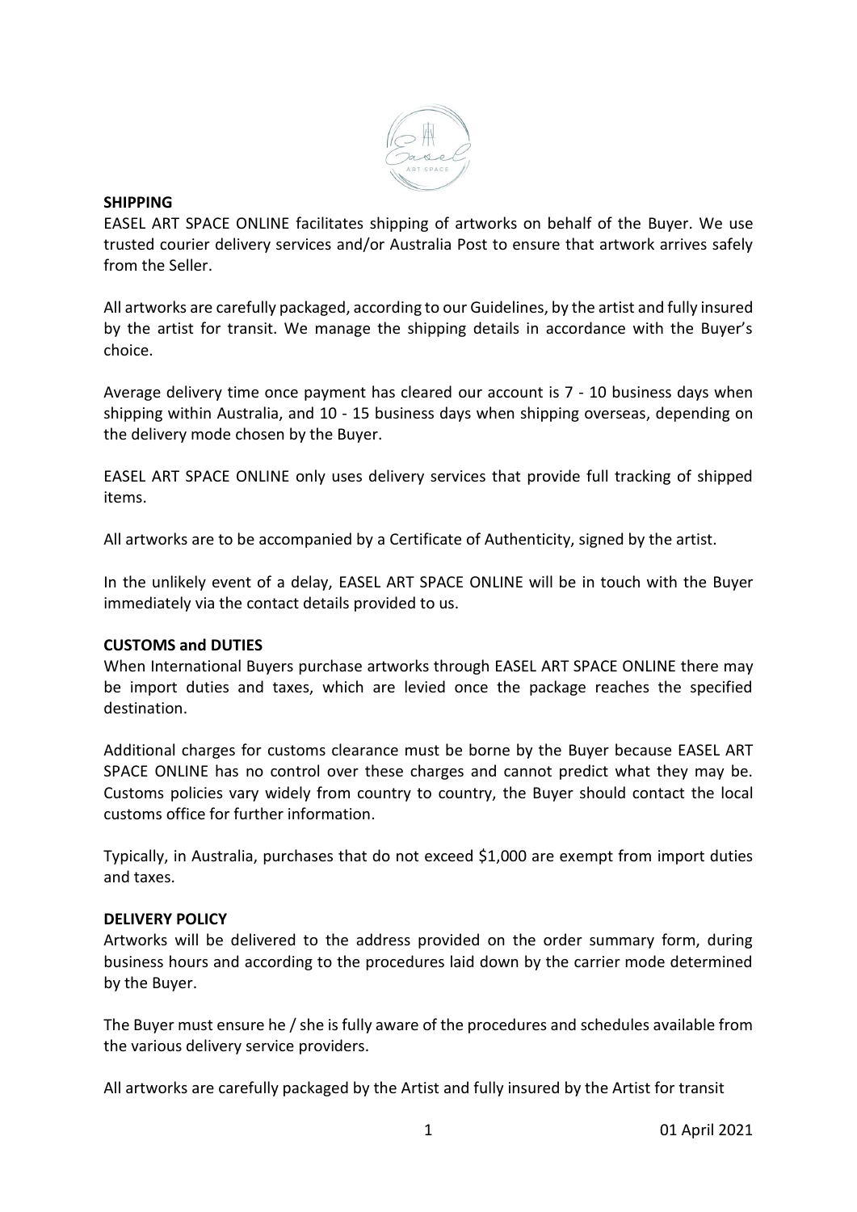## SHIPPING

EASEL ART SPACE ONLINE facilitates shipping of artworks on behalf of the Buyer. We use trusted courier delivery services and/or Australia Post to ensure that artwork arrives safely from the Seller.

All artworks are carefully packaged, according to our Guidelines, by the artist and fully insured by the artist for transit. We manage the shipping details in accordance with the Buyer's choice.

Average delivery time once payment has cleared our account is 7 - 10 business days when shipping within Australia, and 10 - 15 business days when shipping overseas, depending on the delivery mode chosen by the Buyer.

EASEL ART SPACE ONLINE only uses delivery services that provide full tracking of shipped items.

All artworks are to be accompanied by a Certificate of Authenticity, signed by the artist.

In the unlikely event of a delay, EASEL ART SPACE ONLINE will be in touch with the Buyer immediately via the contact details provided to us.

## CUSTOMS and DUTIES

When International Buyers purchase artworks through EASEL ART SPACE ONLINE there may be import duties and taxes, which are levied once the package reaches the specified destination.

Additional charges for customs clearance must be borne by the Buyer because EASEL ART SPACE ONLINE has no control over these charges and cannot predict what they may be. Customs policies vary widely from country to country, the Buyer should contact the local customs office for further information.

Typically, in Australia, purchases that do not exceed $1,000 are exempt from import duties and taxes.

## DELIVERY POLICY

Artworks will be delivered to the address provided on the order summary form, during business hours and according to the procedures laid down by the carrier mode determined by the Buyer.

The Buyer must ensure he / she is fully aware of the procedures and schedules available from the various delivery service providers.

All artworks are carefully packaged by the Artist and fully insured by the Artist for transit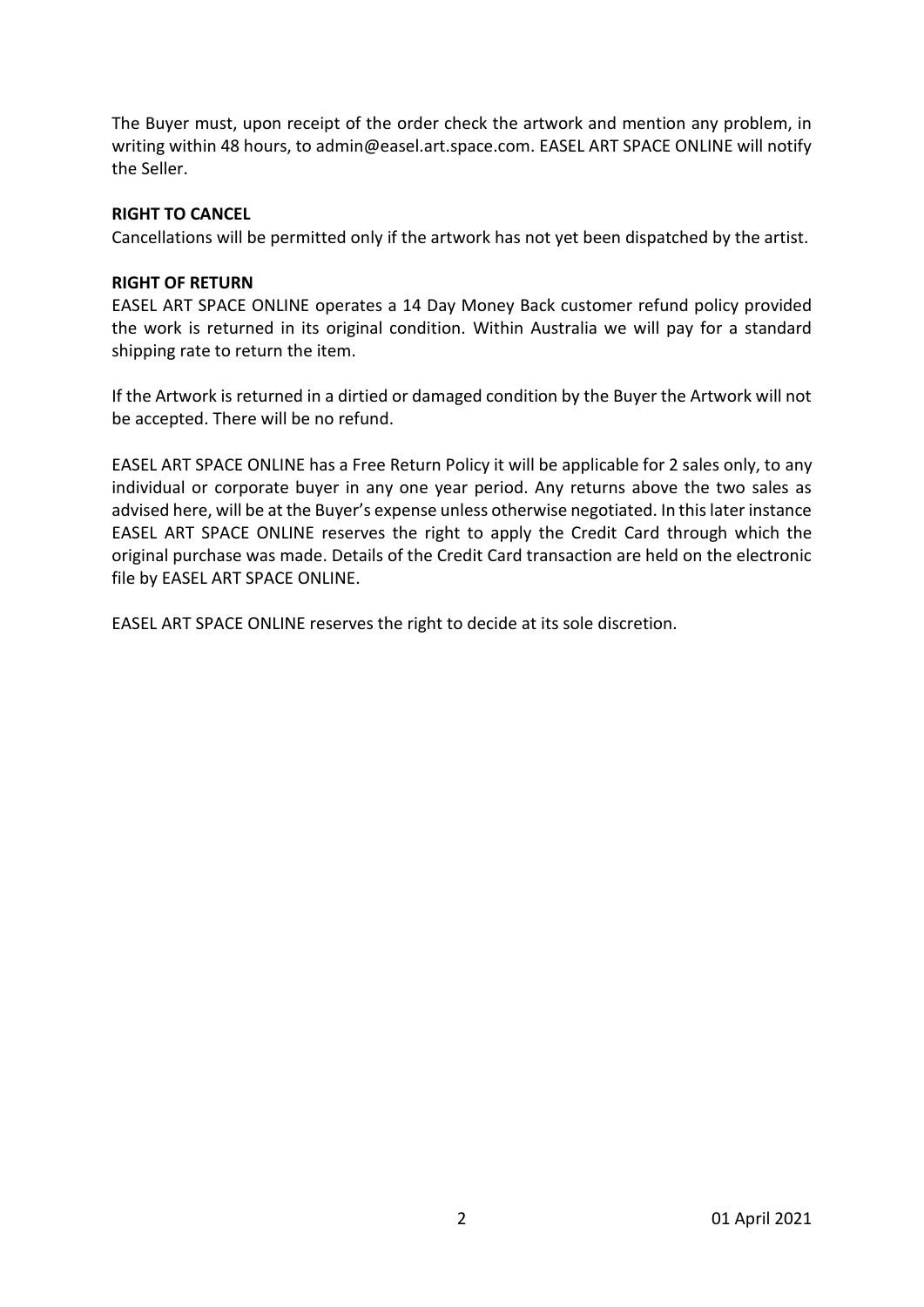The Buyer must, upon receipt of the order check the artwork and mention any problem, in writing within 48 hours, to admin@easel.art.space.com. EASEL ART SPACE ONLINE will notify the Seller.

**RIGHT TO CANCEL**

Cancellations will be permitted only if the artwork has not yet been dispatched by the artist.

**RIGHT OF RETURN**

EASEL ART SPACE ONLINE operates a 14 Day Money Back customer refund policy provided the work is returned in its original condition. Within Australia we will pay for a standard shipping rate to return the item.

If the Artwork is returned in a dirtied or damaged condition by the Buyer the Artwork will not be accepted. There will be no refund.

EASEL ART SPACE ONLINE has a Free Return Policy it will be applicable for 2 sales only, to any individual or corporate buyer in any one year period. Any returns above the two sales as advised here, will be at the Buyer's expense unless otherwise negotiated. In this later instance EASEL ART SPACE ONLINE reserves the right to apply the Credit Card through which the original purchase was made. Details of the Credit Card transaction are held on the electronic file by EASEL ART SPACE ONLINE.

EASEL ART SPACE ONLINE reserves the right to decide at its sole discretion.